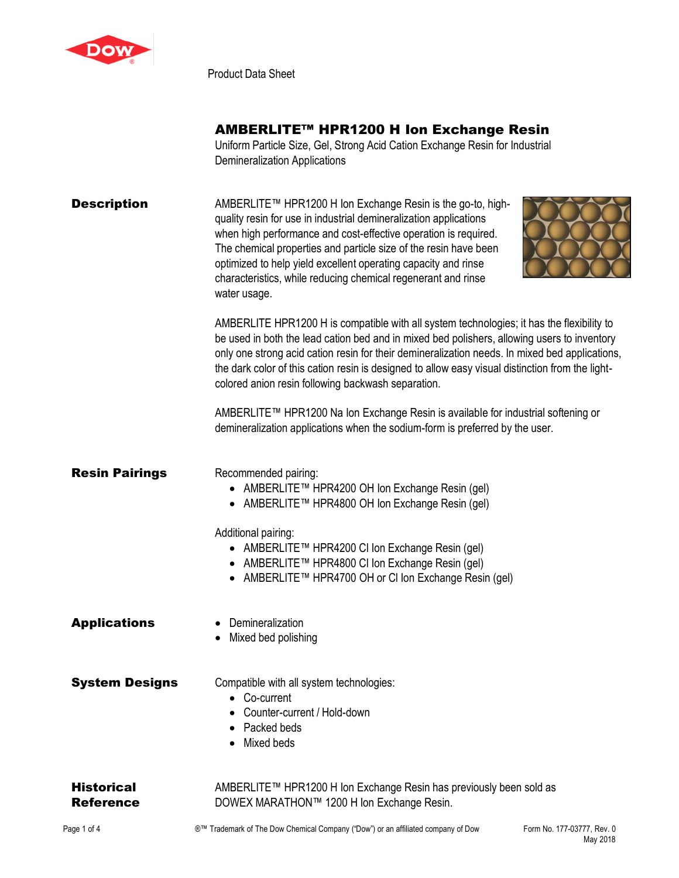Product Data Sheet

# AMBERLITE™ HPR1200 H Ion Exchange Resin

Uniform Particle Size, Gel, Strong Acid Cation Exchange Resin for Industrial Demineralization Applications

## Description

AMBERLITE™ HPR1200 H Ion Exchange Resin is the go-to, high-quality resin for use in industrial demineralization applications when high performance and cost-effective operation is required. The chemical properties and particle size of the resin have been optimized to help yield excellent operating capacity and rinse characteristics, while reducing chemical regenerant and rinse water usage.

AMBERLITE HPR1200 H is compatible with all system technologies; it has the flexibility to be used in both the lead cation bed and in mixed bed polishers, allowing users to inventory only one strong acid cation resin for their demineralization needs. In mixed bed applications, the dark color of this cation resin is designed to allow easy visual distinction from the light-colored anion resin following backwash separation.

AMBERLITE™ HPR1200 Na Ion Exchange Resin is available for industrial softening or demineralization applications when the sodium-form is preferred by the user.

## Resin Pairings

Recommended pairing:

- AMBERLITE™ HPR4200 OH Ion Exchange Resin (gel)
- AMBERLITE™ HPR4800 OH Ion Exchange Resin (gel)

Additional pairing:

- AMBERLITE™ HPR4200 Cl Ion Exchange Resin (gel)
- AMBERLITE™ HPR4800 Cl Ion Exchange Resin (gel)
- AMBERLITE™ HPR4700 OH or Cl Ion Exchange Resin (gel)

## Applications

- Demineralization
- Mixed bed polishing

## System Designs

Compatible with all system technologies:

- Co-current
- Counter-current / Hold-down
- Packed beds
- Mixed beds

## Historical Reference

AMBERLITE™ HPR1200 H Ion Exchange Resin has previously been sold as DOWEX MARATHON™ 1200 H Ion Exchange Resin.

®™ Trademark of The Dow Chemical Company ("Dow") or an affiliated company of Dow

Form No. 177-03777, Rev. 0
May 2018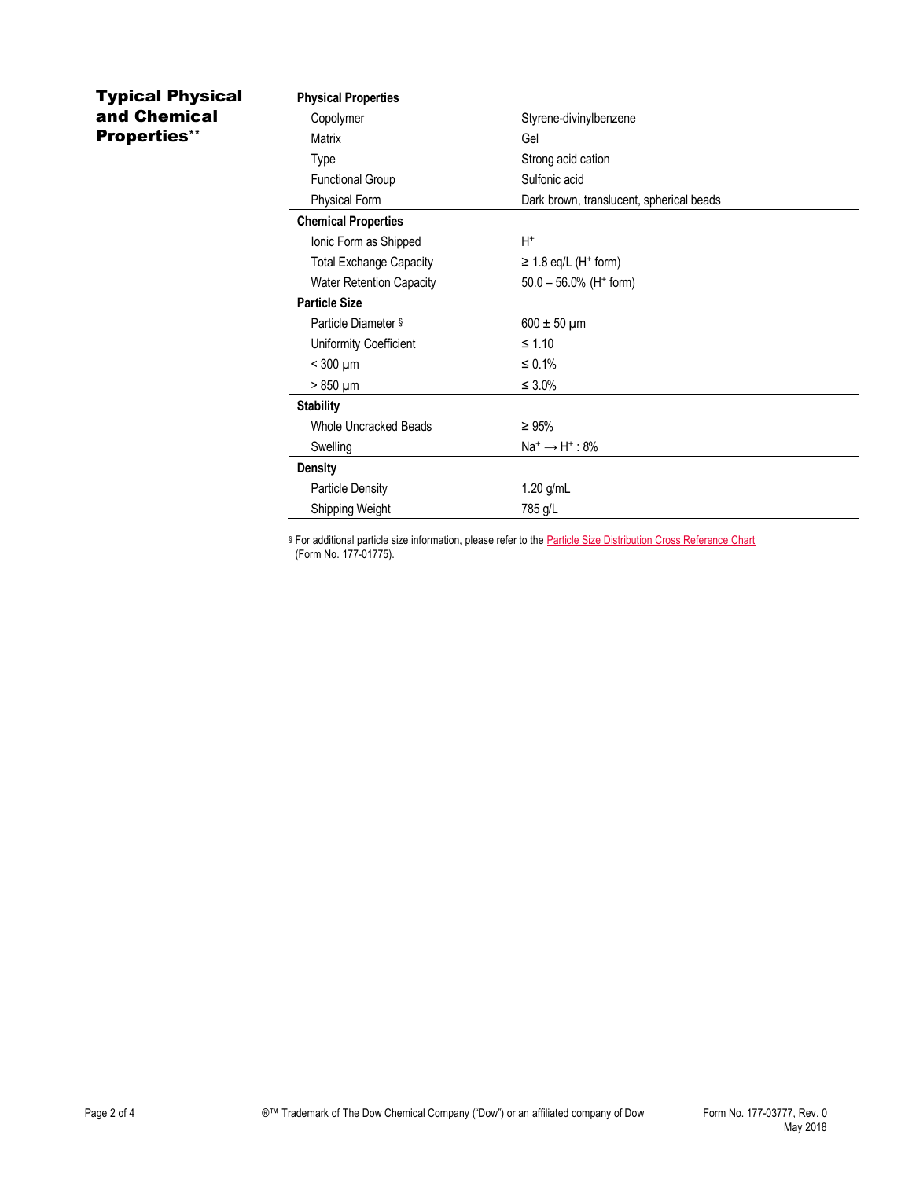## Typical Physical and Chemical Properties**

| **Physical Properties** | |
|---|---|
| Copolymer | Styrene-divinylbenzene |
| Matrix | Gel |
| Type | Strong acid cation |
| Functional Group | Sulfonic acid |
| Physical Form | Dark brown, translucent, spherical beads |
| **Chemical Properties** | |
| Ionic Form as Shipped | $H^+$ |
| Total Exchange Capacity | ≥ 1.8 eq/L ($H^+$ form) |
| Water Retention Capacity | 50.0 – 56.0% ($H^+$ form) |
| **Particle Size** | |
| Particle Diameter § | 600 ± 50 µm |
| Uniformity Coefficient | ≤ 1.10 |
| < 300 µm | ≤ 0.1% |
| > 850 µm | ≤ 3.0% |
| **Stability** | |
| Whole Uncracked Beads | ≥ 95% |
| Swelling | $Na^+ \rightarrow H^+$ : 8% |
| **Density** | |
| Particle Density | 1.20 g/mL |
| Shipping Weight | 785 g/L |

§ For additional particle size information, please refer to the Particle Size Distribution Cross Reference Chart (Form No. 177-01775).

®™ Trademark of The Dow Chemical Company ("Dow") or an affiliated company of Dow

Form No. 177-03777, Rev. 0
May 2018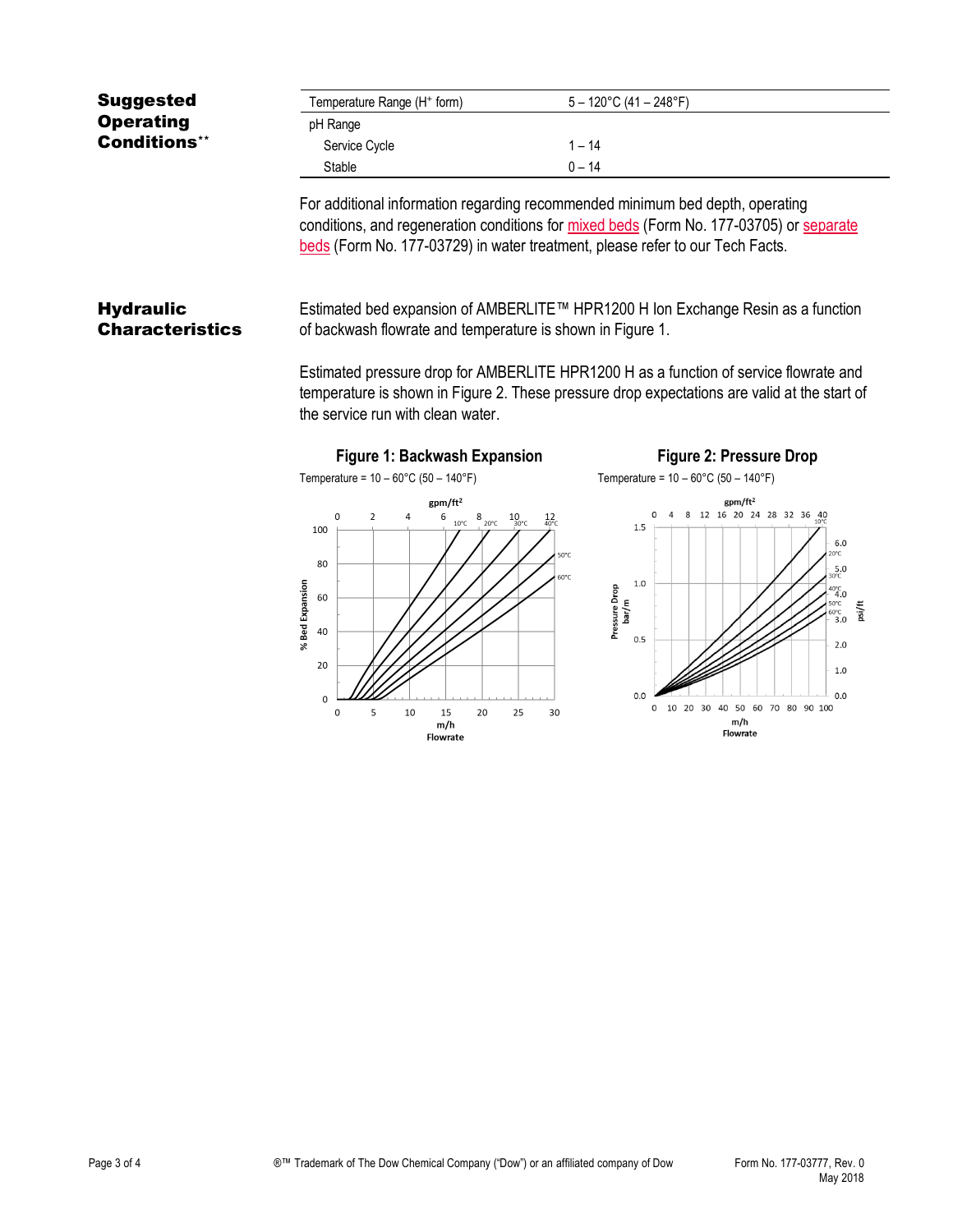## Suggested Operating Conditions**

| Temperature Range ($H^+$ form) | 5 – 120°C (41 – 248°F) |
| --- | --- |
| pH Range | |
| Service Cycle | 1 – 14 |
| Stable | 0 – 14 |

For additional information regarding recommended minimum bed depth, operating conditions, and regeneration conditions for mixed beds (Form No. 177-03705) or separate beds (Form No. 177-03729) in water treatment, please refer to our Tech Facts.

## Hydraulic Characteristics

Estimated bed expansion of AMBERLITE™ HPR1200 H Ion Exchange Resin as a function of backwash flowrate and temperature is shown in Figure 1.

Estimated pressure drop for AMBERLITE HPR1200 H as a function of service flowrate and temperature is shown in Figure 2. These pressure drop expectations are valid at the start of the service run with clean water.

**Figure 1: Backwash Expansion**

Temperature = 10 – 60°C (50 – 140°F)

**Figure 2: Pressure Drop**

Temperature = 10 – 60°C (50 – 140°F)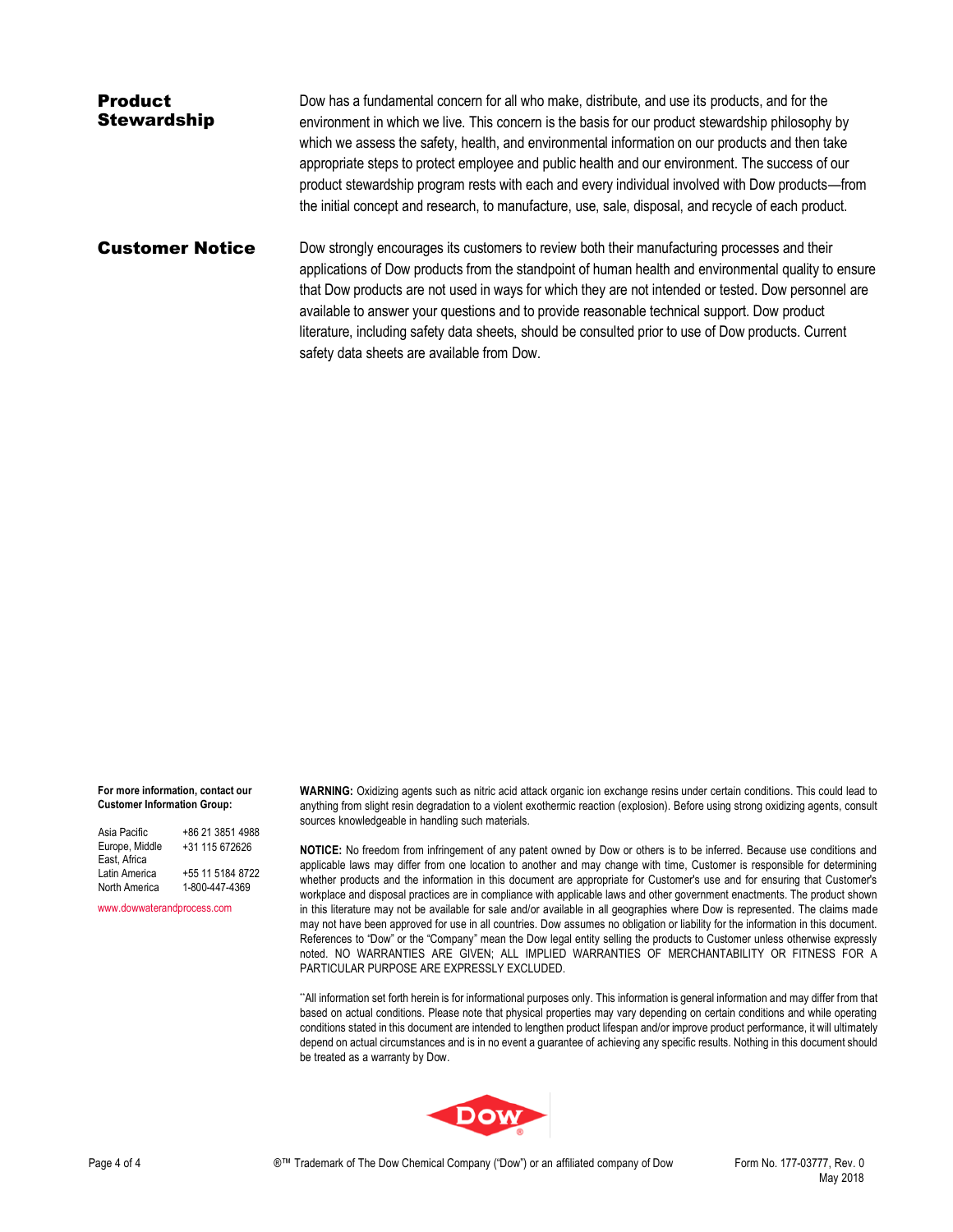## Product Stewardship

Dow has a fundamental concern for all who make, distribute, and use its products, and for the environment in which we live. This concern is the basis for our product stewardship philosophy by which we assess the safety, health, and environmental information on our products and then take appropriate steps to protect employee and public health and our environment. The success of our product stewardship program rests with each and every individual involved with Dow products—from the initial concept and research, to manufacture, use, sale, disposal, and recycle of each product.

## Customer Notice

Dow strongly encourages its customers to review both their manufacturing processes and their applications of Dow products from the standpoint of human health and environmental quality to ensure that Dow products are not used in ways for which they are not intended or tested. Dow personnel are available to answer your questions and to provide reasonable technical support. Dow product literature, including safety data sheets, should be consulted prior to use of Dow products. Current safety data sheets are available from Dow.

**For more information, contact our Customer Information Group:**

| | |
|---|---|
| Asia Pacific | +86 21 3851 4988 |
| Europe, Middle East, Africa | +31 115 672626 |
| Latin America | +55 11 5184 8722 |
| North America | 1-800-447-4369 |

www.dowwaterandprocess.com

**WARNING:** Oxidizing agents such as nitric acid attack organic ion exchange resins under certain conditions. This could lead to anything from slight resin degradation to a violent exothermic reaction (explosion). Before using strong oxidizing agents, consult sources knowledgeable in handling such materials.

**NOTICE:** No freedom from infringement of any patent owned by Dow or others is to be inferred. Because use conditions and applicable laws may differ from one location to another and may change with time, Customer is responsible for determining whether products and the information in this document are appropriate for Customer's use and for ensuring that Customer's workplace and disposal practices are in compliance with applicable laws and other government enactments. The product shown in this literature may not be available for sale and/or available in all geographies where Dow is represented. The claims made may not have been approved for use in all countries. Dow assumes no obligation or liability for the information in this document. References to "Dow" or the "Company" mean the Dow legal entity selling the products to Customer unless otherwise expressly noted. NO WARRANTIES ARE GIVEN; ALL IMPLIED WARRANTIES OF MERCHANTABILITY OR FITNESS FOR A PARTICULAR PURPOSE ARE EXPRESSLY EXCLUDED.

**All information set forth herein is for informational purposes only. This information is general information and may differ from that based on actual conditions. Please note that physical properties may vary depending on certain conditions and while operating conditions stated in this document are intended to lengthen product lifespan and/or improve product performance, it will ultimately depend on actual circumstances and is in no event a guarantee of achieving any specific results. Nothing in this document should be treated as a warranty by Dow.

®™ Trademark of The Dow Chemical Company ("Dow") or an affiliated company of Dow

Form No. 177-03777, Rev. 0
May 2018